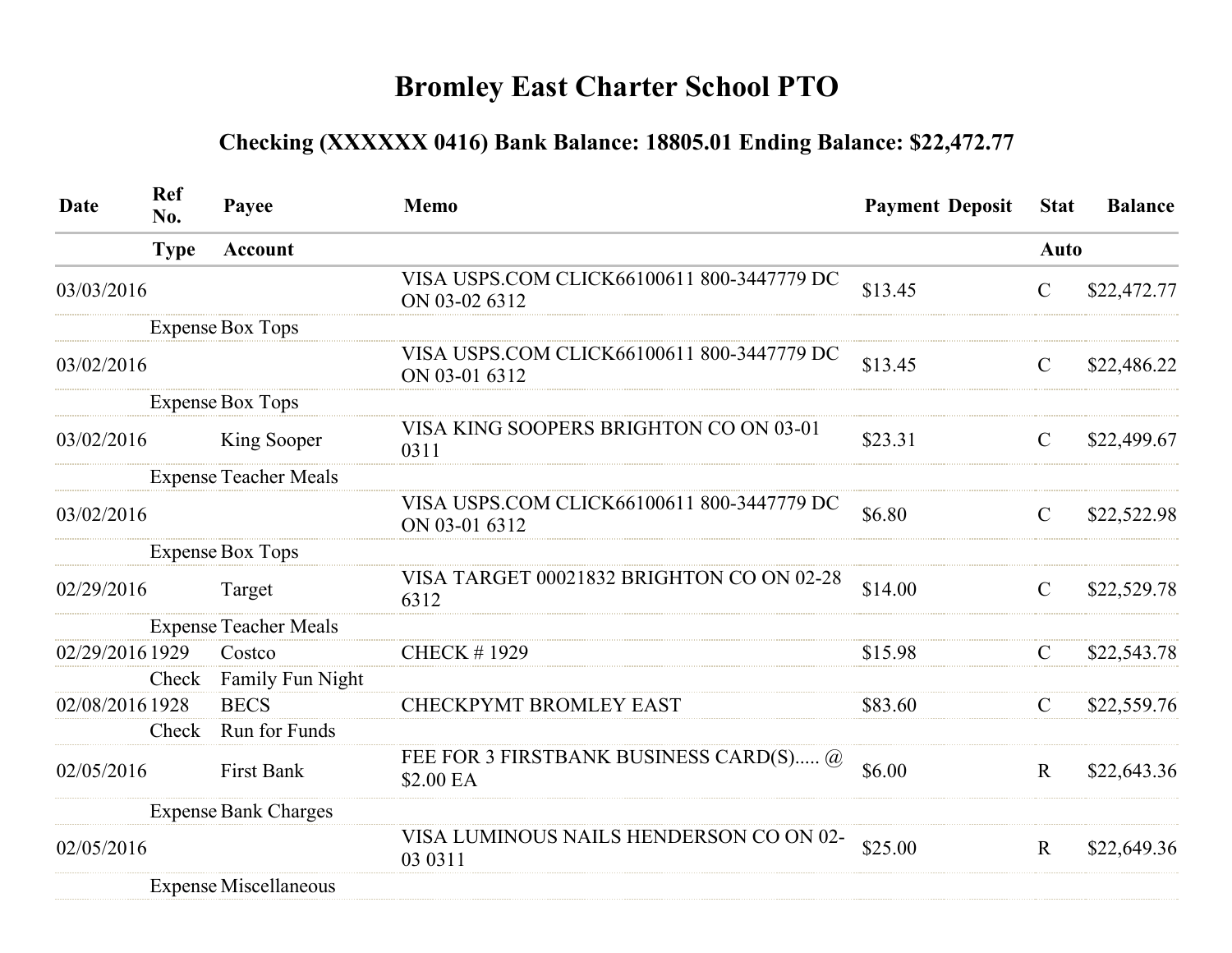# Bromley East Charter School PTO

## Checking (XXXXXX 0416) Bank Balance: 18805.01 Ending Balance: $22,472.77

| Date | Ref No. | Payee | Memo | Payment | Deposit | Stat | Balance |
|---|---|---|---|---|---|---|---|
| | **Type** | **Account** | | | | **Auto** | |
| 03/03/2016 | | | VISA USPS.COM CLICK66100611 800-3447779 DC ON 03-02 6312 | $13.45 | | C | $22,472.77 |
| | Expense | Box Tops | | | | | |
| 03/02/2016 | | | VISA USPS.COM CLICK66100611 800-3447779 DC ON 03-01 6312 | $13.45 | | C | $22,486.22 |
| | Expense | Box Tops | | | | | |
| 03/02/2016 | | King Sooper | VISA KING SOOPERS BRIGHTON CO ON 03-01 0311 | $23.31 | | C | $22,499.67 |
| | Expense | Teacher Meals | | | | | |
| 03/02/2016 | | | VISA USPS.COM CLICK66100611 800-3447779 DC ON 03-01 6312 | $6.80 | | C | $22,522.98 |
| | Expense | Box Tops | | | | | |
| 02/29/2016 | | Target | VISA TARGET 00021832 BRIGHTON CO ON 02-28 6312 | $14.00 | | C | $22,529.78 |
| | Expense | Teacher Meals | | | | | |
| 02/29/2016 | 1929 | Costco | CHECK # 1929 | $15.98 | | C | $22,543.78 |
| | Check | Family Fun Night | | | | | |
| 02/08/2016 | 1928 | BECS | CHECKPYMT BROMLEY EAST | $83.60 | | C | $22,559.76 |
| | Check | Run for Funds | | | | | |
| 02/05/2016 | | First Bank | FEE FOR 3 FIRSTBANK BUSINESS CARD(S)..... @ $2.00 EA | $6.00 | | R | $22,643.36 |
| | Expense | Bank Charges | | | | | |
| 02/05/2016 | | | VISA LUMINOUS NAILS HENDERSON CO ON 02-03 0311 | $25.00 | | R | $22,649.36 |
| | Expense | Miscellaneous | | | | | |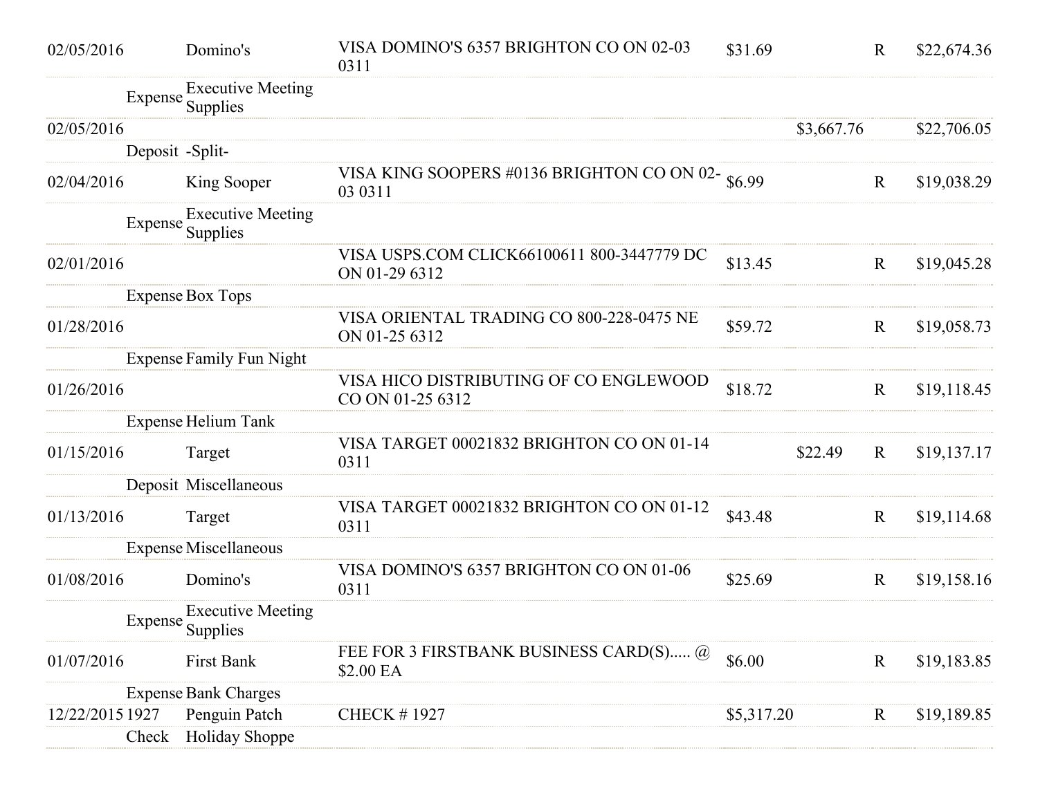| Date | Num | Payee / Type | Category / Memo | Payment | Deposit | Clr | Balance |
|---|---|---|---|---|---|---|---|
| 02/05/2016 | | Domino's | VISA DOMINO'S 6357 BRIGHTON CO ON 02-03 0311 | $31.69 | | R | $22,674.36 |
| | Expense | Executive Meeting Supplies | | | | | |
| 02/05/2016 | | | | | $3,667.76 | | $22,706.05 |
| | Deposit | -Split- | | | | | |
| 02/04/2016 | | King Sooper | VISA KING SOOPERS #0136 BRIGHTON CO ON 02-03 0311 | $6.99 | | R | $19,038.29 |
| | Expense | Executive Meeting Supplies | | | | | |
| 02/01/2016 | | | VISA USPS.COM CLICK66100611 800-3447779 DC ON 01-29 6312 | $13.45 | | R | $19,045.28 |
| | Expense | Box Tops | | | | | |
| 01/28/2016 | | | VISA ORIENTAL TRADING CO 800-228-0475 NE ON 01-25 6312 | $59.72 | | R | $19,058.73 |
| | Expense | Family Fun Night | | | | | |
| 01/26/2016 | | | VISA HICO DISTRIBUTING OF CO ENGLEWOOD CO ON 01-25 6312 | $18.72 | | R | $19,118.45 |
| | Expense | Helium Tank | | | | | |
| 01/15/2016 | | Target | VISA TARGET 00021832 BRIGHTON CO ON 01-14 0311 | | $22.49 | R | $19,137.17 |
| | Deposit | Miscellaneous | | | | | |
| 01/13/2016 | | Target | VISA TARGET 00021832 BRIGHTON CO ON 01-12 0311 | $43.48 | | R | $19,114.68 |
| | Expense | Miscellaneous | | | | | |
| 01/08/2016 | | Domino's | VISA DOMINO'S 6357 BRIGHTON CO ON 01-06 0311 | $25.69 | | R | $19,158.16 |
| | Expense | Executive Meeting Supplies | | | | | |
| 01/07/2016 | | First Bank | FEE FOR 3 FIRSTBANK BUSINESS CARD(S)..... @ $2.00 EA | $6.00 | | R | $19,183.85 |
| | Expense | Bank Charges | | | | | |
| 12/22/2015 | 1927 | Penguin Patch | CHECK # 1927 | $5,317.20 | | R | $19,189.85 |
| | Check | Holiday Shoppe | | | | | |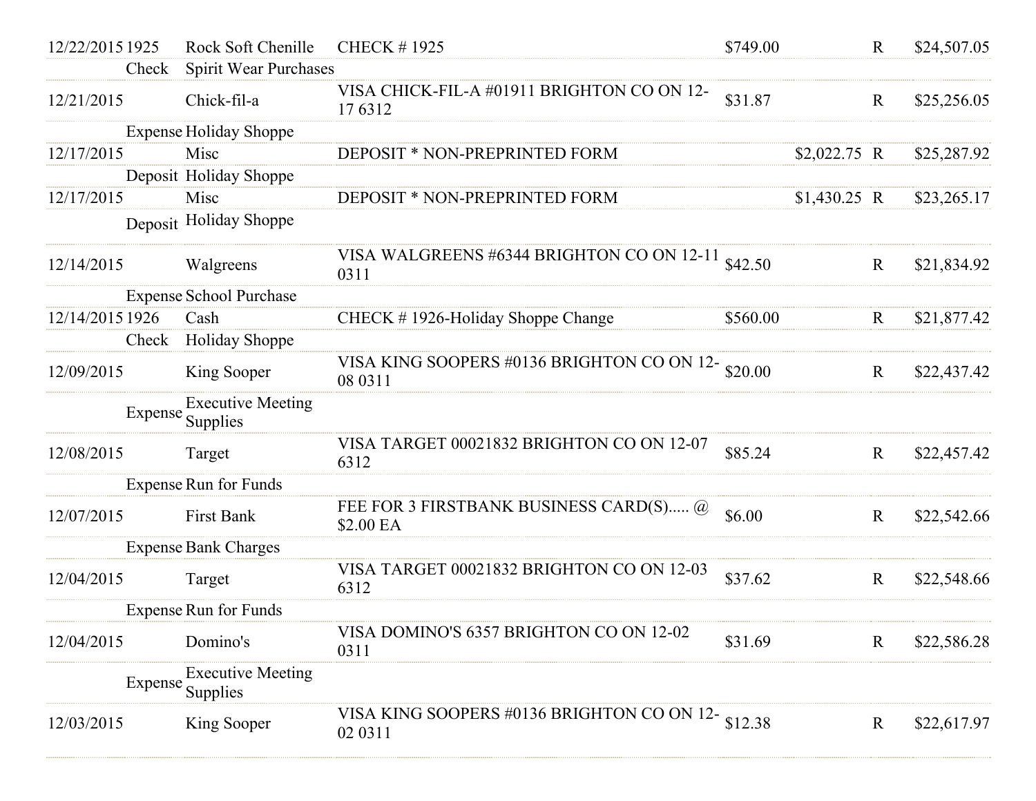| Date | Num | Payee | Memo | Debit | Credit | Status | Balance |
|---|---|---|---|---|---|---|---|
| 12/22/2015 | 1925 | Rock Soft Chenille | CHECK # 1925 | $749.00 | | R | $24,507.05 |
| | Check | Spirit Wear Purchases | | | | | |
| 12/21/2015 | | Chick-fil-a | VISA CHICK-FIL-A #01911 BRIGHTON CO ON 12-17 6312 | $31.87 | | R | $25,256.05 |
| | Expense | Holiday Shoppe | | | | | |
| 12/17/2015 | | Misc | DEPOSIT * NON-PREPRINTED FORM | | $2,022.75 | R | $25,287.92 |
| | Deposit | Holiday Shoppe | | | | | |
| 12/17/2015 | | Misc | DEPOSIT * NON-PREPRINTED FORM | | $1,430.25 | R | $23,265.17 |
| | Deposit | Holiday Shoppe | | | | | |
| 12/14/2015 | | Walgreens | VISA WALGREENS #6344 BRIGHTON CO ON 12-11 0311 | $42.50 | | R | $21,834.92 |
| | Expense | School Purchase | | | | | |
| 12/14/2015 | 1926 | Cash | CHECK # 1926-Holiday Shoppe Change | $560.00 | | R | $21,877.42 |
| | Check | Holiday Shoppe | | | | | |
| 12/09/2015 | | King Sooper | VISA KING SOOPERS #0136 BRIGHTON CO ON 12-08 0311 | $20.00 | | R | $22,437.42 |
| | Expense | Executive Meeting Supplies | | | | | |
| 12/08/2015 | | Target | VISA TARGET 00021832 BRIGHTON CO ON 12-07 6312 | $85.24 | | R | $22,457.42 |
| | Expense | Run for Funds | | | | | |
| 12/07/2015 | | First Bank | FEE FOR 3 FIRSTBANK BUSINESS CARD(S)..... @ $2.00 EA | $6.00 | | R | $22,542.66 |
| | Expense | Bank Charges | | | | | |
| 12/04/2015 | | Target | VISA TARGET 00021832 BRIGHTON CO ON 12-03 6312 | $37.62 | | R | $22,548.66 |
| | Expense | Run for Funds | | | | | |
| 12/04/2015 | | Domino's | VISA DOMINO'S 6357 BRIGHTON CO ON 12-02 0311 | $31.69 | | R | $22,586.28 |
| | Expense | Executive Meeting Supplies | | | | | |
| 12/03/2015 | | King Sooper | VISA KING SOOPERS #0136 BRIGHTON CO ON 12-02 0311 | $12.38 | | R | $22,617.97 |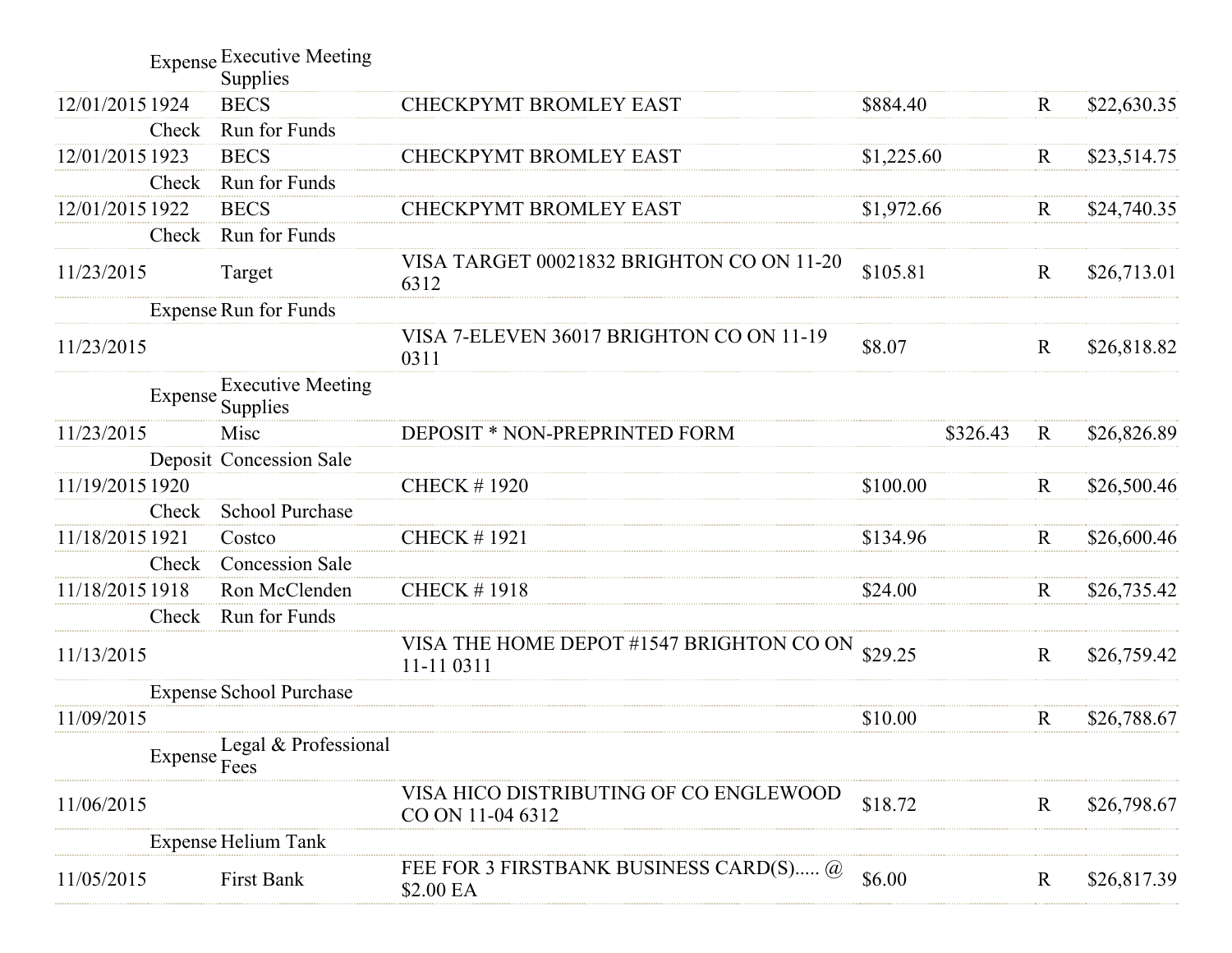| Date | Num | Name | Memo | Payment | Deposit | Clr | Balance |
|---|---|---|---|---|---|---|---|
| | Expense | Executive Meeting Supplies | | | | | |
| 12/01/2015 | 1924 | BECS | CHECKPYMT BROMLEY EAST | $884.40 | | R | $22,630.35 |
| | Check | Run for Funds | | | | | |
| 12/01/2015 | 1923 | BECS | CHECKPYMT BROMLEY EAST | $1,225.60 | | R | $23,514.75 |
| | Check | Run for Funds | | | | | |
| 12/01/2015 | 1922 | BECS | CHECKPYMT BROMLEY EAST | $1,972.66 | | R | $24,740.35 |
| | Check | Run for Funds | | | | | |
| 11/23/2015 | | Target | VISA TARGET 00021832 BRIGHTON CO ON 11-20 6312 | $105.81 | | R | $26,713.01 |
| | Expense | Run for Funds | | | | | |
| 11/23/2015 | | | VISA 7-ELEVEN 36017 BRIGHTON CO ON 11-19 0311 | $8.07 | | R | $26,818.82 |
| | Expense | Executive Meeting Supplies | | | | | |
| 11/23/2015 | | Misc | DEPOSIT * NON-PREPRINTED FORM | | $326.43 | R | $26,826.89 |
| | Deposit | Concession Sale | | | | | |
| 11/19/2015 | 1920 | | CHECK # 1920 | $100.00 | | R | $26,500.46 |
| | Check | School Purchase | | | | | |
| 11/18/2015 | 1921 | Costco | CHECK # 1921 | $134.96 | | R | $26,600.46 |
| | Check | Concession Sale | | | | | |
| 11/18/2015 | 1918 | Ron McClenden | CHECK # 1918 | $24.00 | | R | $26,735.42 |
| | Check | Run for Funds | | | | | |
| 11/13/2015 | | | VISA THE HOME DEPOT #1547 BRIGHTON CO ON 11-11 0311 | $29.25 | | R | $26,759.42 |
| | Expense | School Purchase | | | | | |
| 11/09/2015 | | | | $10.00 | | R | $26,788.67 |
| | Expense | Legal & Professional Fees | | | | | |
| 11/06/2015 | | | VISA HICO DISTRIBUTING OF CO ENGLEWOOD CO ON 11-04 6312 | $18.72 | | R | $26,798.67 |
| | Expense | Helium Tank | | | | | |
| 11/05/2015 | | First Bank | FEE FOR 3 FIRSTBANK BUSINESS CARD(S)..... @ $2.00 EA | $6.00 | | R | $26,817.39 |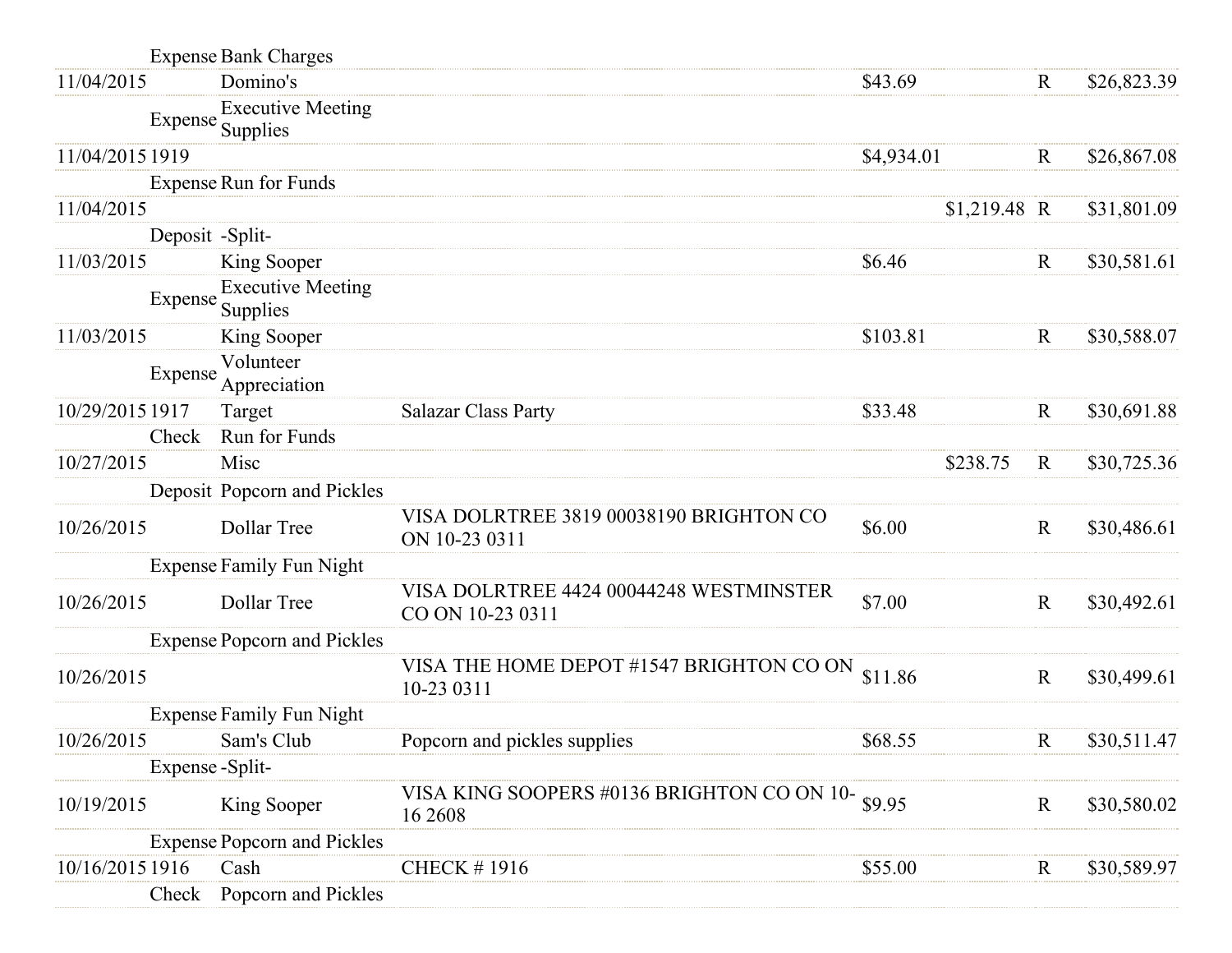| | | | | | | | |
|---|---|---|---|---|---|---|---|
| | Expense | Bank Charges | | | | | |
| 11/04/2015 | | Domino's | | $43.69 | | R | $26,823.39 |
| | Expense | Executive Meeting Supplies | | | | | |
| 11/04/2015 | 1919 | | | $4,934.01 | | R | $26,867.08 |
| | Expense | Run for Funds | | | | | |
| 11/04/2015 | | | | | $1,219.48 | R | $31,801.09 |
| | Deposit | -Split- | | | | | |
| 11/03/2015 | | King Sooper | | $6.46 | | R | $30,581.61 |
| | Expense | Executive Meeting Supplies | | | | | |
| 11/03/2015 | | King Sooper | | $103.81 | | R | $30,588.07 |
| | Expense | Volunteer Appreciation | | | | | |
| 10/29/2015 | 1917 | Target | Salazar Class Party | $33.48 | | R | $30,691.88 |
| | Check | Run for Funds | | | | | |
| 10/27/2015 | | Misc | | | $238.75 | R | $30,725.36 |
| | Deposit | Popcorn and Pickles | | | | | |
| 10/26/2015 | | Dollar Tree | VISA DOLRTREE 3819 00038190 BRIGHTON CO ON 10-23 0311 | $6.00 | | R | $30,486.61 |
| | Expense | Family Fun Night | | | | | |
| 10/26/2015 | | Dollar Tree | VISA DOLRTREE 4424 00044248 WESTMINSTER CO ON 10-23 0311 | $7.00 | | R | $30,492.61 |
| | Expense | Popcorn and Pickles | | | | | |
| 10/26/2015 | | | VISA THE HOME DEPOT #1547 BRIGHTON CO ON 10-23 0311 | $11.86 | | R | $30,499.61 |
| | Expense | Family Fun Night | | | | | |
| 10/26/2015 | | Sam's Club | Popcorn and pickles supplies | $68.55 | | R | $30,511.47 |
| | Expense | -Split- | | | | | |
| 10/19/2015 | | King Sooper | VISA KING SOOPERS #0136 BRIGHTON CO ON 10-16 2608 | $9.95 | | R | $30,580.02 |
| | Expense | Popcorn and Pickles | | | | | |
| 10/16/2015 | 1916 | Cash | CHECK # 1916 | $55.00 | | R | $30,589.97 |
| | Check | Popcorn and Pickles | | | | | |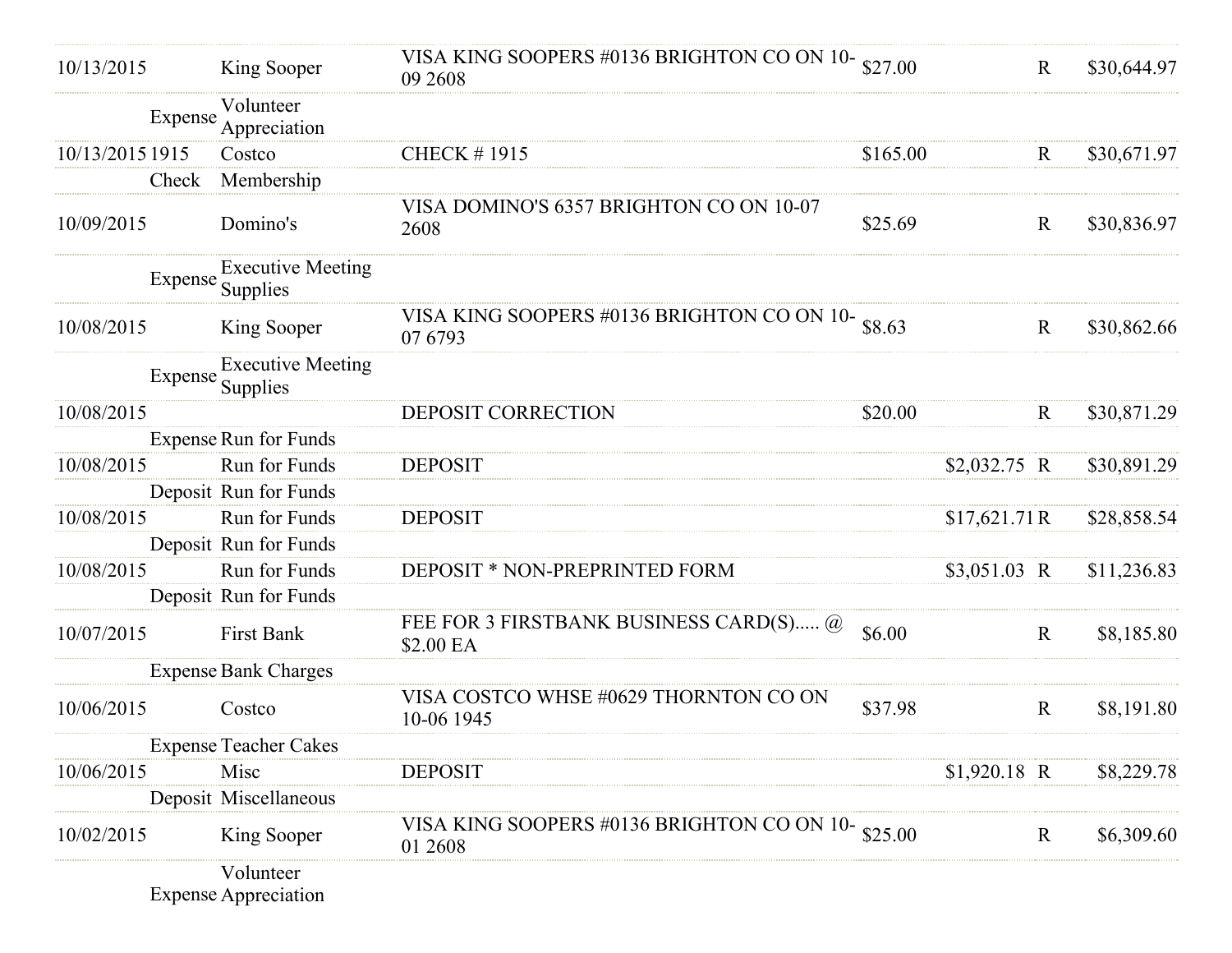| Date | Num | Payee / Type | Category / Memo | Description | Payment | Deposit | Status | Balance |
|---|---|---|---|---|---|---|---|---|
| 10/13/2015 | | King Sooper | | VISA KING SOOPERS #0136 BRIGHTON CO ON 10-09 2608 | $27.00 | | R | $30,644.97 |
| | Expense | Volunteer Appreciation | | | | | | |
| 10/13/2015 | 1915 | Costco | | CHECK # 1915 | $165.00 | | R | $30,671.97 |
| | Check | Membership | | | | | | |
| 10/09/2015 | | Domino's | | VISA DOMINO'S 6357 BRIGHTON CO ON 10-07 2608 | $25.69 | | R | $30,836.97 |
| | Expense | Executive Meeting Supplies | | | | | | |
| 10/08/2015 | | King Sooper | | VISA KING SOOPERS #0136 BRIGHTON CO ON 10-07 6793 | $8.63 | | R | $30,862.66 |
| | Expense | Executive Meeting Supplies | | | | | | |
| 10/08/2015 | | | | DEPOSIT CORRECTION | $20.00 | | R | $30,871.29 |
| | Expense | Run for Funds | | | | | | |
| 10/08/2015 | | Run for Funds | | DEPOSIT | | $2,032.75 | R | $30,891.29 |
| | Deposit | Run for Funds | | | | | | |
| 10/08/2015 | | Run for Funds | | DEPOSIT | | $17,621.71 | R | $28,858.54 |
| | Deposit | Run for Funds | | | | | | |
| 10/08/2015 | | Run for Funds | | DEPOSIT * NON-PREPRINTED FORM | | $3,051.03 | R | $11,236.83 |
| | Deposit | Run for Funds | | | | | | |
| 10/07/2015 | | First Bank | | FEE FOR 3 FIRSTBANK BUSINESS CARD(S)..... @ $2.00 EA | $6.00 | | R | $8,185.80 |
| | Expense | Bank Charges | | | | | | |
| 10/06/2015 | | Costco | | VISA COSTCO WHSE #0629 THORNTON CO ON 10-06 1945 | $37.98 | | R | $8,191.80 |
| | Expense | Teacher Cakes | | | | | | |
| 10/06/2015 | | Misc | | DEPOSIT | | $1,920.18 | R | $8,229.78 |
| | Deposit | Miscellaneous | | | | | | |
| 10/02/2015 | | King Sooper | | VISA KING SOOPERS #0136 BRIGHTON CO ON 10-01 2608 | $25.00 | | R | $6,309.60 |
| | Expense | Volunteer Appreciation | | | | | | |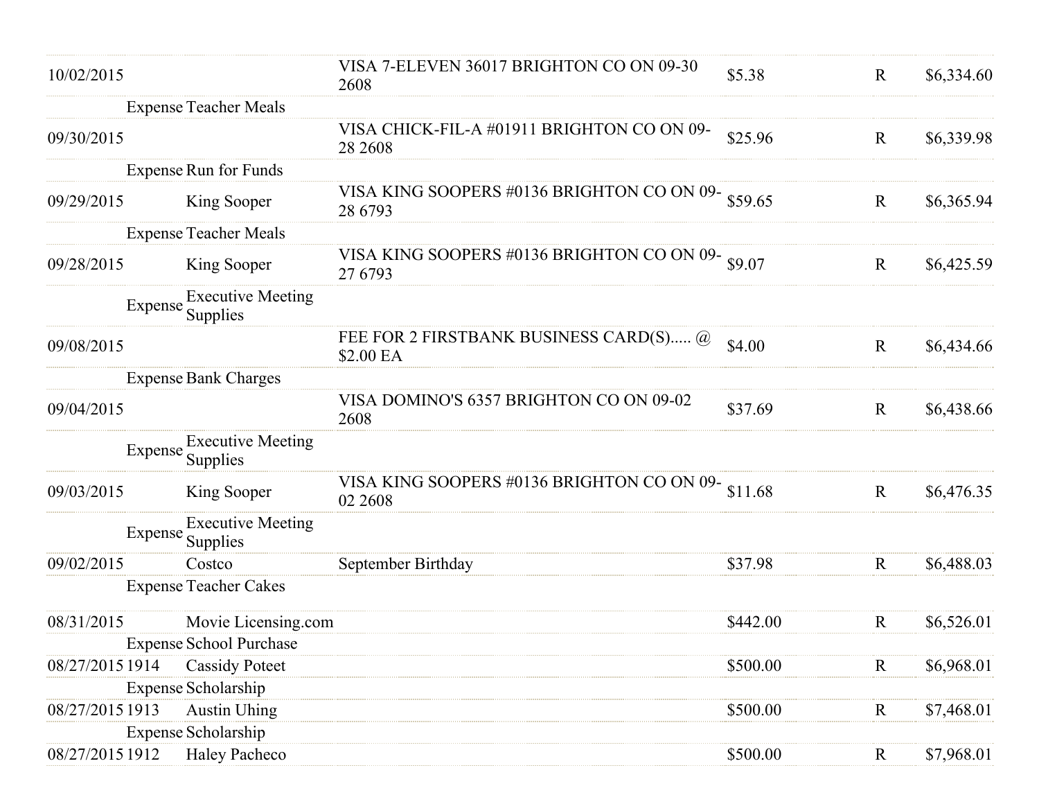| Date | Num | Name | Memo | Amount | Clr | Balance |
|---|---|---|---|---|---|---|
| 10/02/2015 | | | VISA 7-ELEVEN 36017 BRIGHTON CO ON 09-30 2608 | $5.38 | R | $6,334.60 |
| | Expense | Teacher Meals | | | | |
| 09/30/2015 | | | VISA CHICK-FIL-A #01911 BRIGHTON CO ON 09-28 2608 | $25.96 | R | $6,339.98 |
| | Expense | Run for Funds | | | | |
| 09/29/2015 | | King Sooper | VISA KING SOOPERS #0136 BRIGHTON CO ON 09-28 6793 | $59.65 | R | $6,365.94 |
| | Expense | Teacher Meals | | | | |
| 09/28/2015 | | King Sooper | VISA KING SOOPERS #0136 BRIGHTON CO ON 09-27 6793 | $9.07 | R | $6,425.59 |
| | Expense | Executive Meeting Supplies | | | | |
| 09/08/2015 | | | FEE FOR 2 FIRSTBANK BUSINESS CARD(S)..... @ $2.00 EA | $4.00 | R | $6,434.66 |
| | Expense | Bank Charges | | | | |
| 09/04/2015 | | | VISA DOMINO'S 6357 BRIGHTON CO ON 09-02 2608 | $37.69 | R | $6,438.66 |
| | Expense | Executive Meeting Supplies | | | | |
| 09/03/2015 | | King Sooper | VISA KING SOOPERS #0136 BRIGHTON CO ON 09-02 2608 | $11.68 | R | $6,476.35 |
| | Expense | Executive Meeting Supplies | | | | |
| 09/02/2015 | | Costco | September Birthday | $37.98 | R | $6,488.03 |
| | Expense | Teacher Cakes | | | | |
| 08/31/2015 | | Movie Licensing.com | | $442.00 | R | $6,526.01 |
| | Expense | School Purchase | | | | |
| 08/27/2015 | 1914 | Cassidy Poteet | | $500.00 | R | $6,968.01 |
| | Expense | Scholarship | | | | |
| 08/27/2015 | 1913 | Austin Uhing | | $500.00 | R | $7,468.01 |
| | Expense | Scholarship | | | | |
| 08/27/2015 | 1912 | Haley Pacheco | | $500.00 | R | $7,968.01 |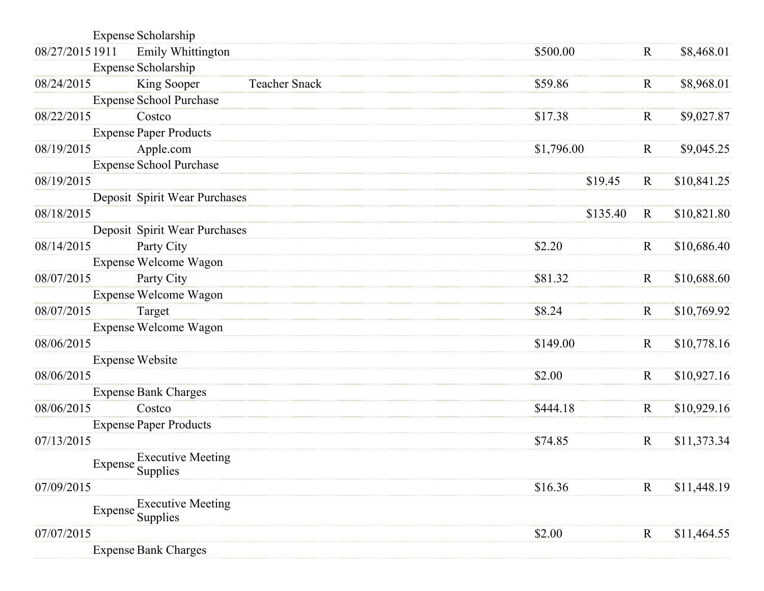| Date | Num | Name | Memo | Payment | Deposit | Cleared | Balance |
|---|---|---|---|---|---|---|---|
| | Expense | Scholarship | | | | | |
| 08/27/2015 | 1911 | Emily Whittington | | $500.00 | | R | $8,468.01 |
| | Expense | Scholarship | | | | | |
| 08/24/2015 | | King Sooper | Teacher Snack | $59.86 | | R | $8,968.01 |
| | Expense | School Purchase | | | | | |
| 08/22/2015 | | Costco | | $17.38 | | R | $9,027.87 |
| | Expense | Paper Products | | | | | |
| 08/19/2015 | | Apple.com | | $1,796.00 | | R | $9,045.25 |
| | Expense | School Purchase | | | | | |
| 08/19/2015 | | | | | $19.45 | R | $10,841.25 |
| | Deposit | Spirit Wear Purchases | | | | | |
| 08/18/2015 | | | | | $135.40 | R | $10,821.80 |
| | Deposit | Spirit Wear Purchases | | | | | |
| 08/14/2015 | | Party City | | $2.20 | | R | $10,686.40 |
| | Expense | Welcome Wagon | | | | | |
| 08/07/2015 | | Party City | | $81.32 | | R | $10,688.60 |
| | Expense | Welcome Wagon | | | | | |
| 08/07/2015 | | Target | | $8.24 | | R | $10,769.92 |
| | Expense | Welcome Wagon | | | | | |
| 08/06/2015 | | | | $149.00 | | R | $10,778.16 |
| | Expense | Website | | | | | |
| 08/06/2015 | | | | $2.00 | | R | $10,927.16 |
| | Expense | Bank Charges | | | | | |
| 08/06/2015 | | Costco | | $444.18 | | R | $10,929.16 |
| | Expense | Paper Products | | | | | |
| 07/13/2015 | | | | $74.85 | | R | $11,373.34 |
| | Expense | Executive Meeting Supplies | | | | | |
| 07/09/2015 | | | | $16.36 | | R | $11,448.19 |
| | Expense | Executive Meeting Supplies | | | | | |
| 07/07/2015 | | | | $2.00 | | R | $11,464.55 |
| | Expense | Bank Charges | | | | | |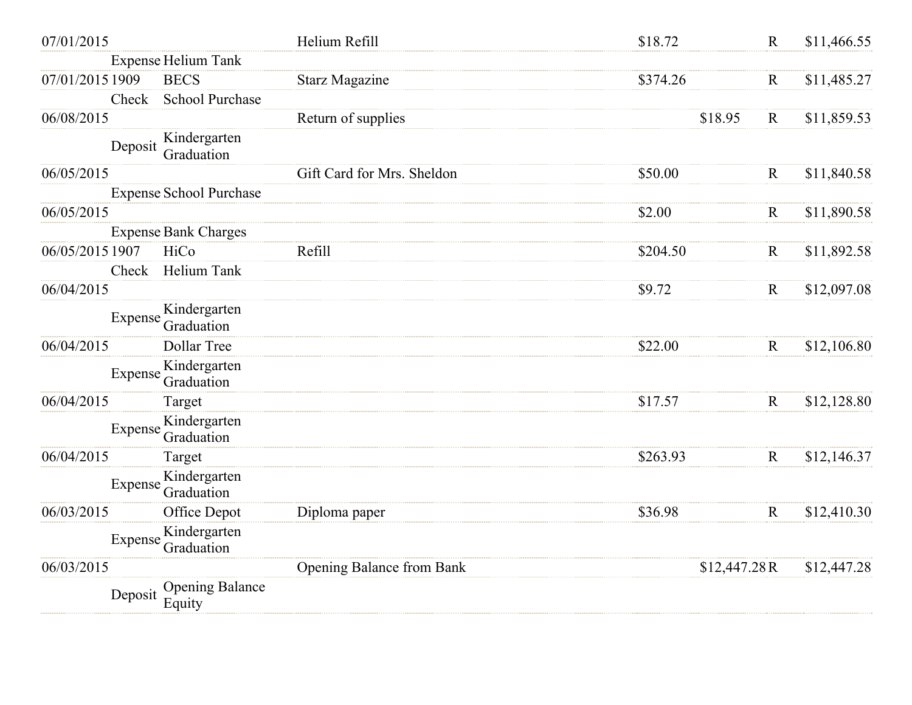| | | | | | | | |
|---|---|---|---|---|---|---|---|
| 07/01/2015 | | | Helium Refill | $18.72 | | R | $11,466.55 |
| | Expense | Helium Tank | | | | | |
| 07/01/2015 | 1909 | BECS | Starz Magazine | $374.26 | | R | $11,485.27 |
| | Check | School Purchase | | | | | |
| 06/08/2015 | | | Return of supplies | | $18.95 | R | $11,859.53 |
| | Deposit | Kindergarten Graduation | | | | | |
| 06/05/2015 | | | Gift Card for Mrs. Sheldon | $50.00 | | R | $11,840.58 |
| | Expense | School Purchase | | | | | |
| 06/05/2015 | | | | $2.00 | | R | $11,890.58 |
| | Expense | Bank Charges | | | | | |
| 06/05/2015 | 1907 | HiCo | Refill | $204.50 | | R | $11,892.58 |
| | Check | Helium Tank | | | | | |
| 06/04/2015 | | | | $9.72 | | R | $12,097.08 |
| | Expense | Kindergarten Graduation | | | | | |
| 06/04/2015 | | Dollar Tree | | $22.00 | | R | $12,106.80 |
| | Expense | Kindergarten Graduation | | | | | |
| 06/04/2015 | | Target | | $17.57 | | R | $12,128.80 |
| | Expense | Kindergarten Graduation | | | | | |
| 06/04/2015 | | Target | | $263.93 | | R | $12,146.37 |
| | Expense | Kindergarten Graduation | | | | | |
| 06/03/2015 | | Office Depot | Diploma paper | $36.98 | | R | $12,410.30 |
| | Expense | Kindergarten Graduation | | | | | |
| 06/03/2015 | | | Opening Balance from Bank | | $12,447.28 | R | $12,447.28 |
| | Deposit | Opening Balance Equity | | | | | |